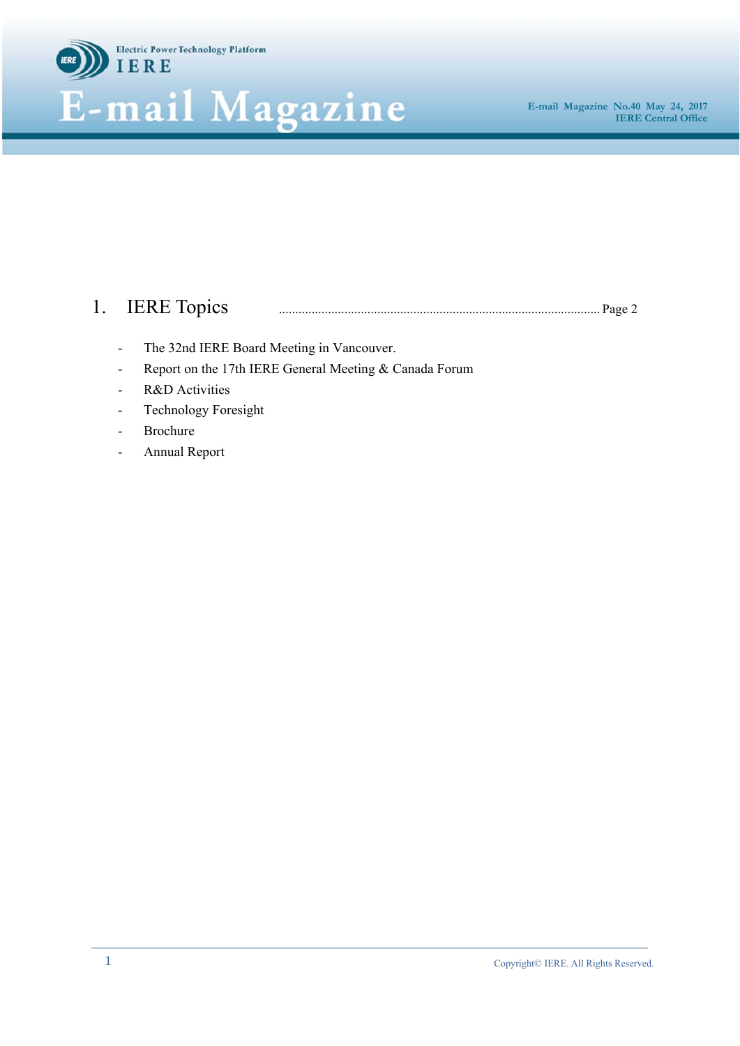Electric Power Technology Platform
IERE

# E-mail Magazine

E-mail Magazine No.40 May 24, 2017
IERE Central Office

## 1. IERE Topics ............................................................ Page 2

- The 32nd IERE Board Meeting in Vancouver.
- Report on the 17th IERE General Meeting & Canada Forum
- R&D Activities
- Technology Foresight
- Brochure
- Annual Report

Copyright© IERE. All Rights Reserved.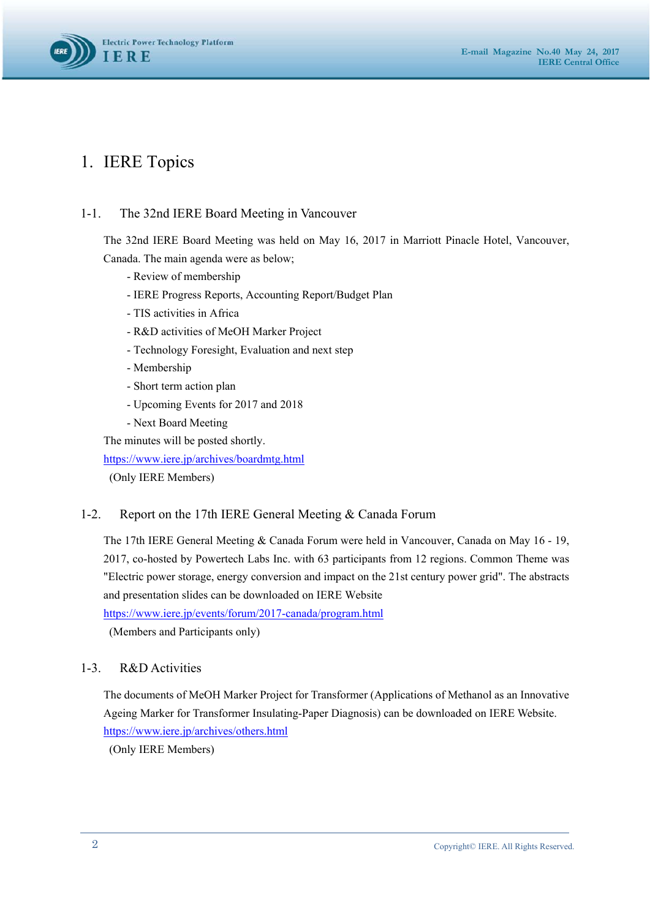# 1. IERE Topics

## 1-1. The 32nd IERE Board Meeting in Vancouver

The 32nd IERE Board Meeting was held on May 16, 2017 in Marriott Pinacle Hotel, Vancouver, Canada. The main agenda were as below;

- Review of membership
- IERE Progress Reports, Accounting Report/Budget Plan
- TIS activities in Africa
- R&D activities of MeOH Marker Project
- Technology Foresight, Evaluation and next step
- Membership
- Short term action plan
- Upcoming Events for 2017 and 2018
- Next Board Meeting

The minutes will be posted shortly.

https://www.iere.jp/archives/boardmtg.html

(Only IERE Members)

## 1-2. Report on the 17th IERE General Meeting & Canada Forum

The 17th IERE General Meeting & Canada Forum were held in Vancouver, Canada on May 16 - 19, 2017, co-hosted by Powertech Labs Inc. with 63 participants from 12 regions. Common Theme was "Electric power storage, energy conversion and impact on the 21st century power grid". The abstracts and presentation slides can be downloaded on IERE Website

https://www.iere.jp/events/forum/2017-canada/program.html

(Members and Participants only)

## 1-3. R&D Activities

The documents of MeOH Marker Project for Transformer (Applications of Methanol as an Innovative Ageing Marker for Transformer Insulating-Paper Diagnosis) can be downloaded on IERE Website.

https://www.iere.jp/archives/others.html

(Only IERE Members)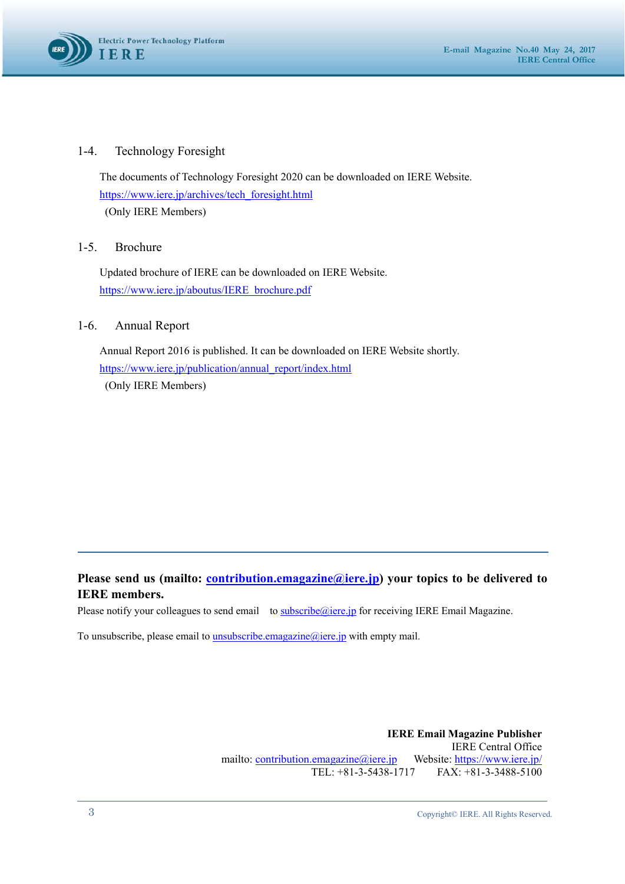## 1-4. Technology Foresight

The documents of Technology Foresight 2020 can be downloaded on IERE Website.
https://www.iere.jp/archives/tech_foresight.html
(Only IERE Members)

## 1-5. Brochure

Updated brochure of IERE can be downloaded on IERE Website.
https://www.iere.jp/aboutus/IERE_brochure.pdf

## 1-6. Annual Report

Annual Report 2016 is published. It can be downloaded on IERE Website shortly.
https://www.iere.jp/publication/annual_report/index.html
(Only IERE Members)

---

**Please send us (mailto: contribution.emagazine@iere.jp) your topics to be delivered to IERE members.**

Please notify your colleagues to send email to subscribe@iere.jp for receiving IERE Email Magazine.

To unsubscribe, please email to unsubscribe.emagazine@iere.jp with empty mail.

**IERE Email Magazine Publisher**
IERE Central Office
mailto: contribution.emagazine@iere.jp Website: https://www.iere.jp/
TEL: +81-3-5438-1717 FAX: +81-3-3488-5100